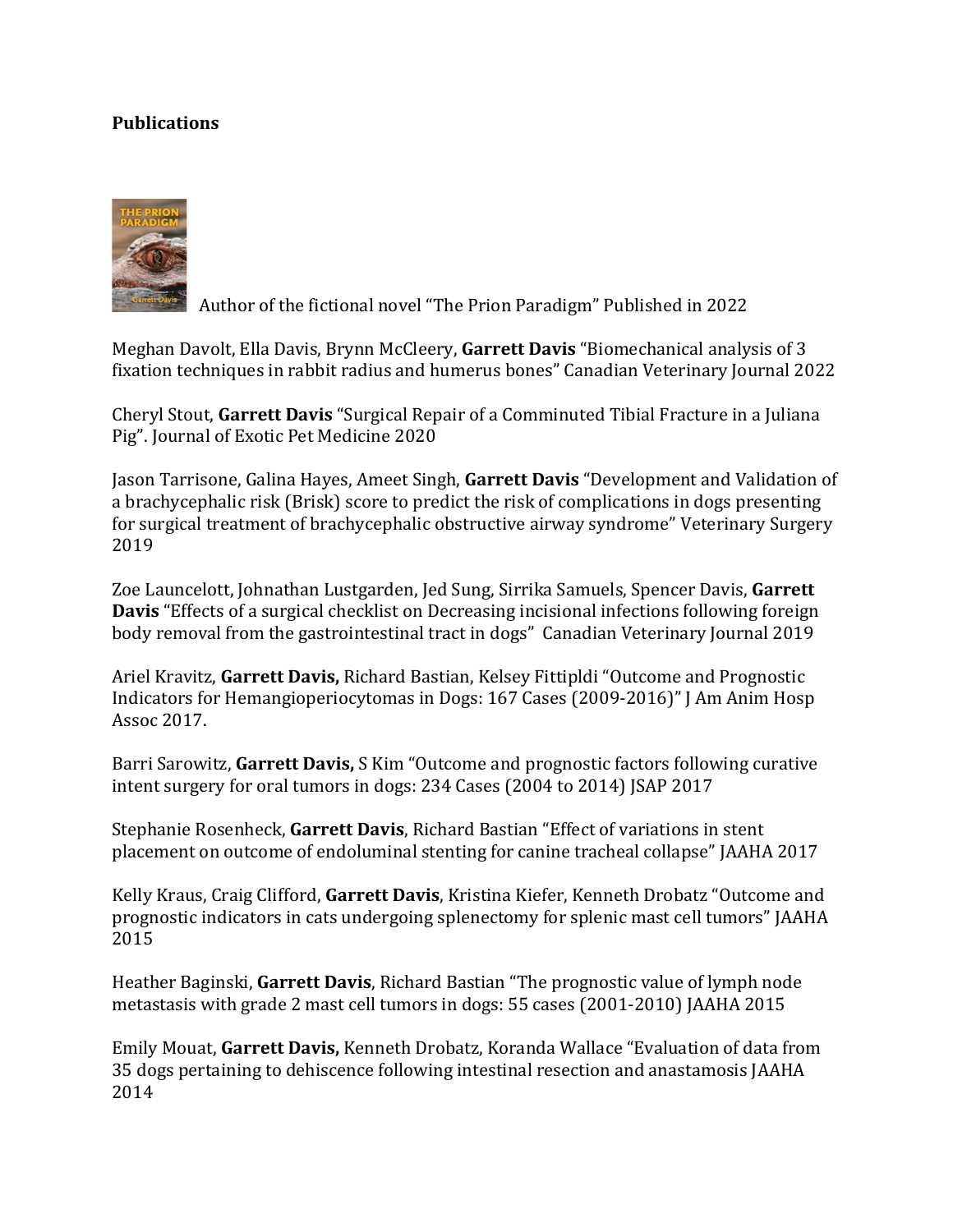**Publications**

Author of the fictional novel "The Prion Paradigm" Published in 2022

Meghan Davolt, Ella Davis, Brynn McCleery, **Garrett Davis** "Biomechanical analysis of 3 fixation techniques in rabbit radius and humerus bones" Canadian Veterinary Journal 2022

Cheryl Stout, **Garrett Davis** "Surgical Repair of a Comminuted Tibial Fracture in a Juliana Pig". Journal of Exotic Pet Medicine 2020

Jason Tarrisone, Galina Hayes, Ameet Singh, **Garrett Davis** "Development and Validation of a brachycephalic risk (Brisk) score to predict the risk of complications in dogs presenting for surgical treatment of brachycephalic obstructive airway syndrome" Veterinary Surgery 2019

Zoe Launcelott, Johnathan Lustgarden, Jed Sung, Sirrika Samuels, Spencer Davis, **Garrett Davis** "Effects of a surgical checklist on Decreasing incisional infections following foreign body removal from the gastrointestinal tract in dogs" Canadian Veterinary Journal 2019

Ariel Kravitz, **Garrett Davis,** Richard Bastian, Kelsey Fittipldi "Outcome and Prognostic Indicators for Hemangiopericytomas in Dogs: 167 Cases (2009-2016)" J Am Anim Hosp Assoc 2017.

Barri Sarowitz, **Garrett Davis,** S Kim "Outcome and prognostic factors following curative intent surgery for oral tumors in dogs: 234 Cases (2004 to 2014) JSAP 2017

Stephanie Rosenheck, **Garrett Davis**, Richard Bastian "Effect of variations in stent placement on outcome of endoluminal stenting for canine tracheal collapse" JAAHA 2017

Kelly Kraus, Craig Clifford, **Garrett Davis**, Kristina Kiefer, Kenneth Drobatz "Outcome and prognostic indicators in cats undergoing splenectomy for splenic mast cell tumors" JAAHA 2015

Heather Baginski, **Garrett Davis**, Richard Bastian "The prognostic value of lymph node metastasis with grade 2 mast cell tumors in dogs: 55 cases (2001-2010) JAAHA 2015

Emily Mouat, **Garrett Davis,** Kenneth Drobatz, Koranda Wallace "Evaluation of data from 35 dogs pertaining to dehiscence following intestinal resection and anastamosis JAAHA 2014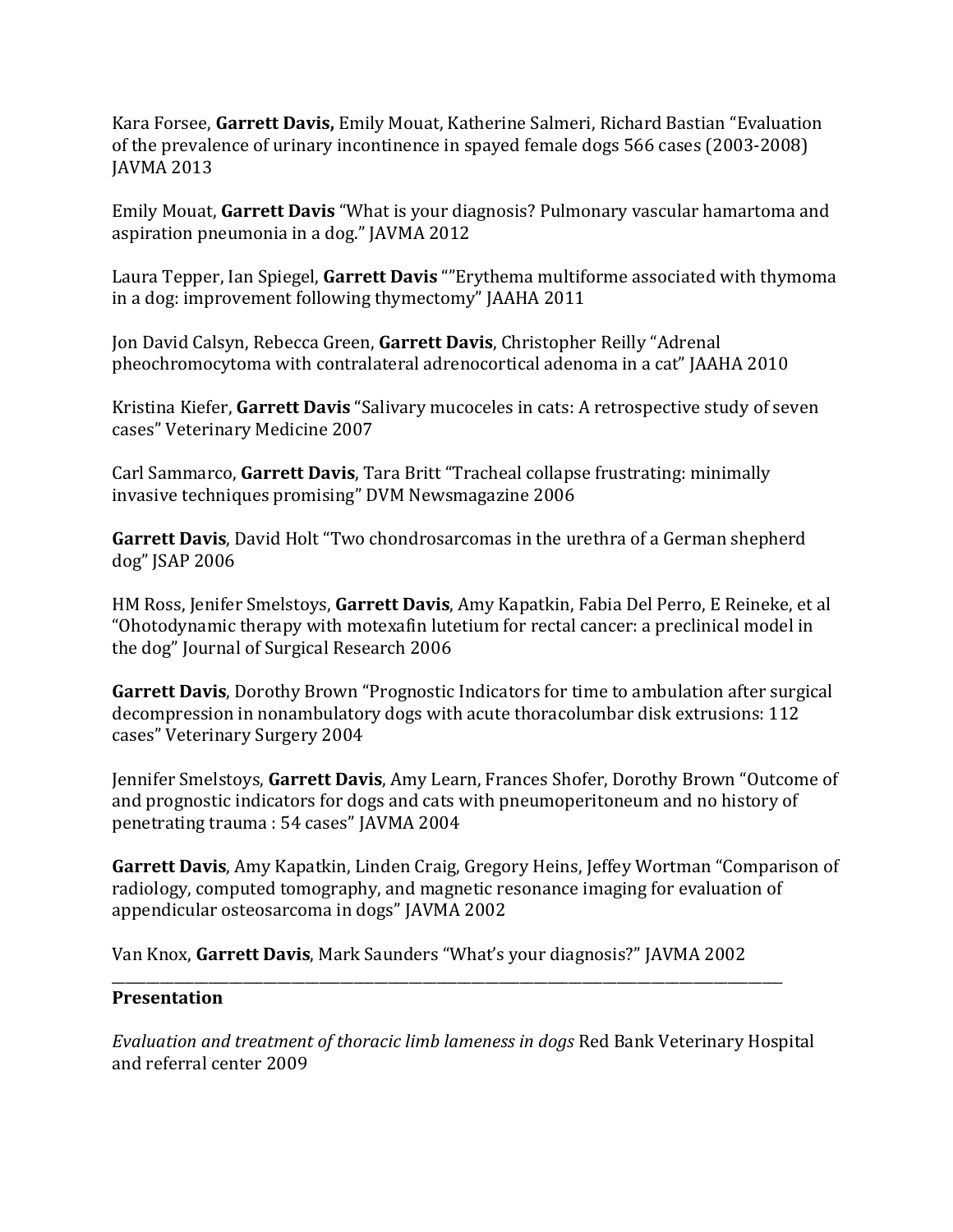Kara Forsee, **Garrett Davis,** Emily Mouat, Katherine Salmeri, Richard Bastian "Evaluation of the prevalence of urinary incontinence in spayed female dogs 566 cases (2003-2008) JAVMA 2013

Emily Mouat, **Garrett Davis** "What is your diagnosis? Pulmonary vascular hamartoma and aspiration pneumonia in a dog." JAVMA 2012

Laura Tepper, Ian Spiegel, **Garrett Davis** ""Erythema multiforme associated with thymoma in a dog: improvement following thymectomy" JAAHA 2011

Jon David Calsyn, Rebecca Green, **Garrett Davis**, Christopher Reilly "Adrenal pheochromocytoma with contralateral adrenocortical adenoma in a cat" JAAHA 2010

Kristina Kiefer, **Garrett Davis** "Salivary mucoceles in cats: A retrospective study of seven cases" Veterinary Medicine 2007

Carl Sammarco, **Garrett Davis**, Tara Britt "Tracheal collapse frustrating: minimally invasive techniques promising" DVM Newsmagazine 2006

**Garrett Davis**, David Holt "Two chondrosarcomas in the urethra of a German shepherd dog" JSAP 2006

HM Ross, Jenifer Smelstoys, **Garrett Davis**, Amy Kapatkin, Fabia Del Perro, E Reineke, et al "Ohotodynamic therapy with motexafin lutetium for rectal cancer: a preclinical model in the dog" Journal of Surgical Research 2006

**Garrett Davis**, Dorothy Brown "Prognostic Indicators for time to ambulation after surgical decompression in nonambulatory dogs with acute thoracolumbar disk extrusions: 112 cases" Veterinary Surgery 2004

Jennifer Smelstoys, **Garrett Davis**, Amy Learn, Frances Shofer, Dorothy Brown "Outcome of and prognostic indicators for dogs and cats with pneumoperitoneum and no history of penetrating trauma : 54 cases" JAVMA 2004

**Garrett Davis**, Amy Kapatkin, Linden Craig, Gregory Heins, Jeffey Wortman "Comparison of radiology, computed tomography, and magnetic resonance imaging for evaluation of appendicular osteosarcoma in dogs" JAVMA 2002

Van Knox, **Garrett Davis**, Mark Saunders "What's your diagnosis?" JAVMA 2002

---

**Presentation**

*Evaluation and treatment of thoracic limb lameness in dogs* Red Bank Veterinary Hospital and referral center 2009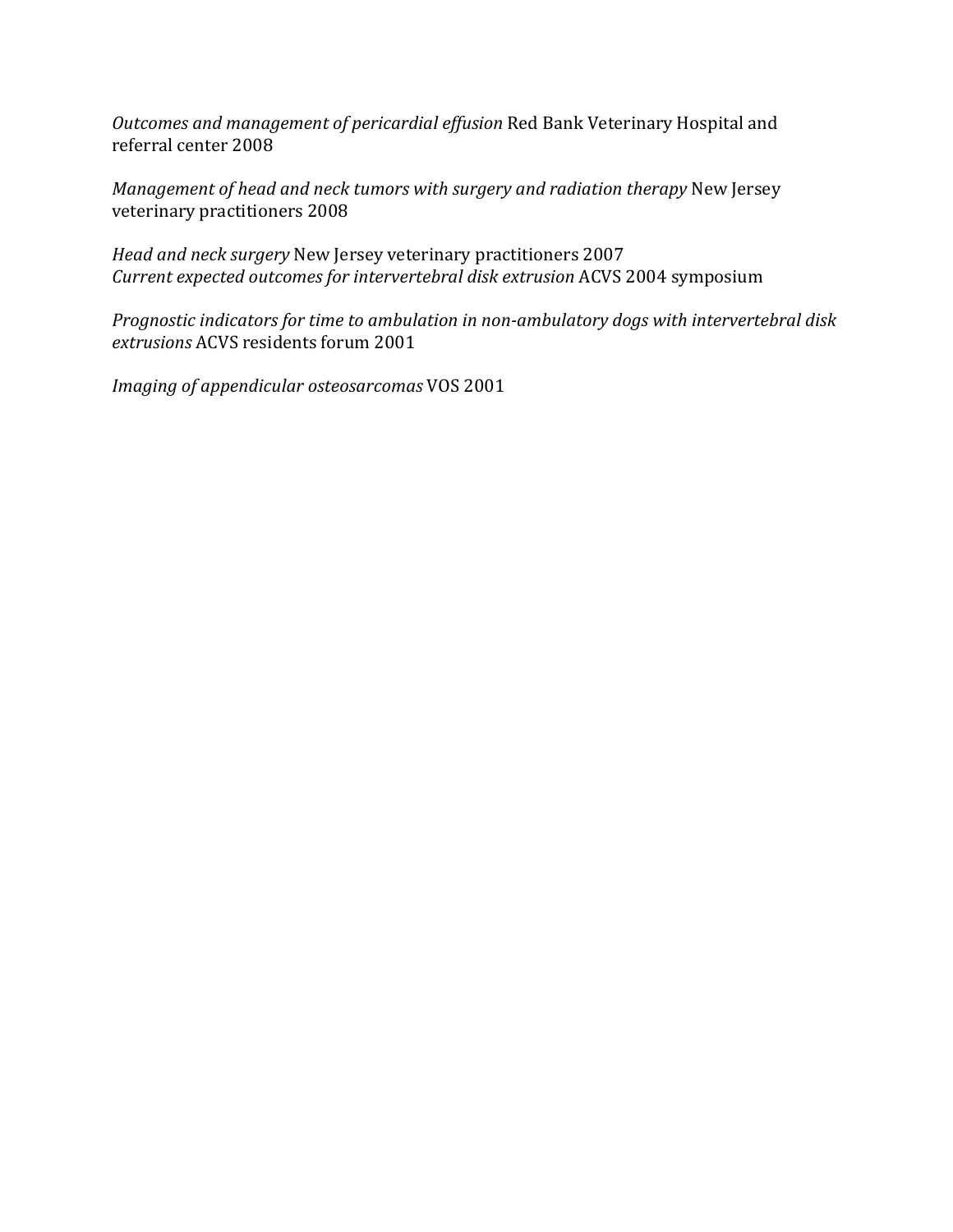*Outcomes and management of pericardial effusion* Red Bank Veterinary Hospital and referral center 2008

*Management of head and neck tumors with surgery and radiation therapy* New Jersey veterinary practitioners 2008

*Head and neck surgery* New Jersey veterinary practitioners 2007
*Current expected outcomes for intervertebral disk extrusion* ACVS 2004 symposium

*Prognostic indicators for time to ambulation in non-ambulatory dogs with intervertebral disk extrusions* ACVS residents forum 2001

*Imaging of appendicular osteosarcomas* VOS 2001